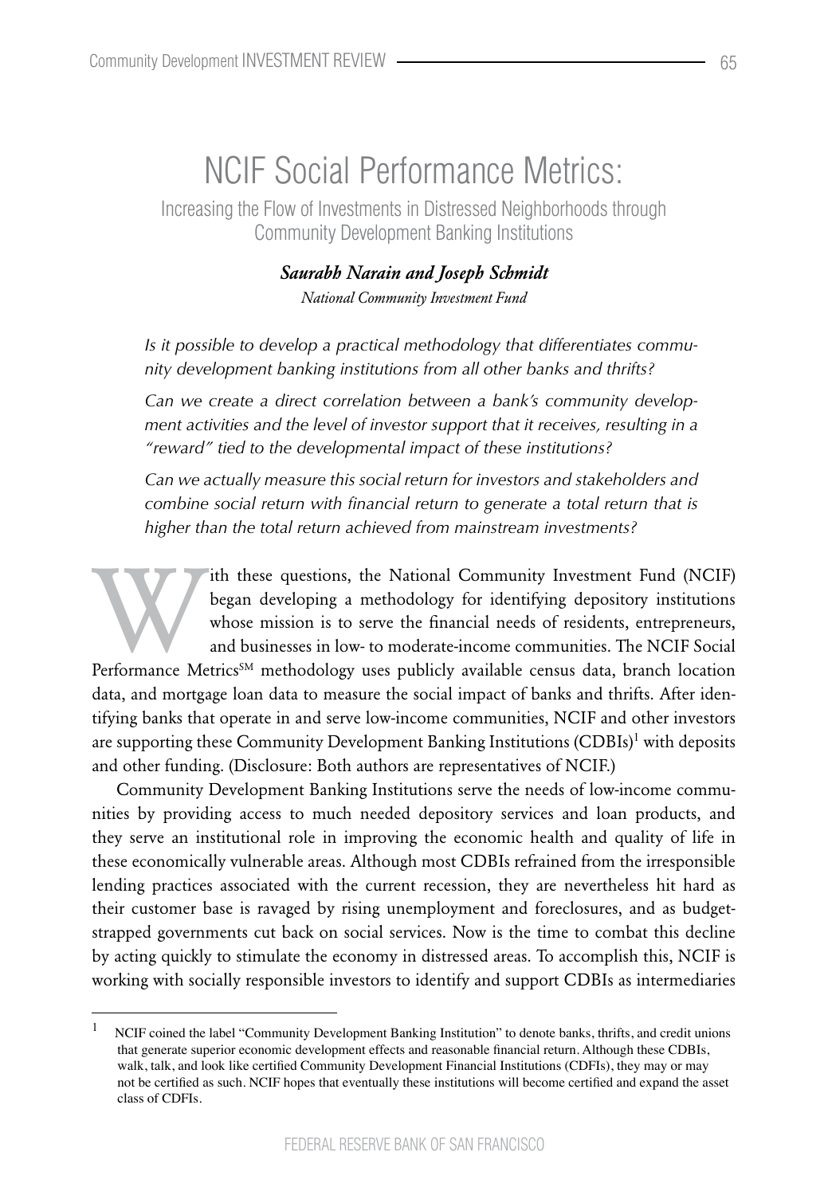# NCIF Social Performance Metrics:

## Increasing the Flow of Investments in Distressed Neighborhoods through Community Development Banking Institutions

***Saurabh Narain and Joseph Schmidt***

*National Community Investment Fund*

*Is it possible to develop a practical methodology that differentiates community development banking institutions from all other banks and thrifts?*

*Can we create a direct correlation between a bank's community development activities and the level of investor support that it receives, resulting in a "reward" tied to the developmental impact of these institutions?*

*Can we actually measure this social return for investors and stakeholders and combine social return with financial return to generate a total return that is higher than the total return achieved from mainstream investments?*

With these questions, the National Community Investment Fund (NCIF) began developing a methodology for identifying depository institutions whose mission is to serve the financial needs of residents, entrepreneurs, and businesses in low- to moderate-income communities. The NCIF Social Performance Metrics[SM] methodology uses publicly available census data, branch location data, and mortgage loan data to measure the social impact of banks and thrifts. After identifying banks that operate in and serve low-income communities, NCIF and other investors are supporting these Community Development Banking Institutions (CDBIs)[1] with deposits and other funding. (Disclosure: Both authors are representatives of NCIF.)

Community Development Banking Institutions serve the needs of low-income communities by providing access to much needed depository services and loan products, and they serve an institutional role in improving the economic health and quality of life in these economically vulnerable areas. Although most CDBIs refrained from the irresponsible lending practices associated with the current recession, they are nevertheless hit hard as their customer base is ravaged by rising unemployment and foreclosures, and as budget-strapped governments cut back on social services. Now is the time to combat this decline by acting quickly to stimulate the economy in distressed areas. To accomplish this, NCIF is working with socially responsible investors to identify and support CDBIs as intermediaries

[1] NCIF coined the label "Community Development Banking Institution" to denote banks, thrifts, and credit unions that generate superior economic development effects and reasonable financial return. Although these CDBIs, walk, talk, and look like certified Community Development Financial Institutions (CDFIs), they may or may not be certified as such. NCIF hopes that eventually these institutions will become certified and expand the asset class of CDFIs.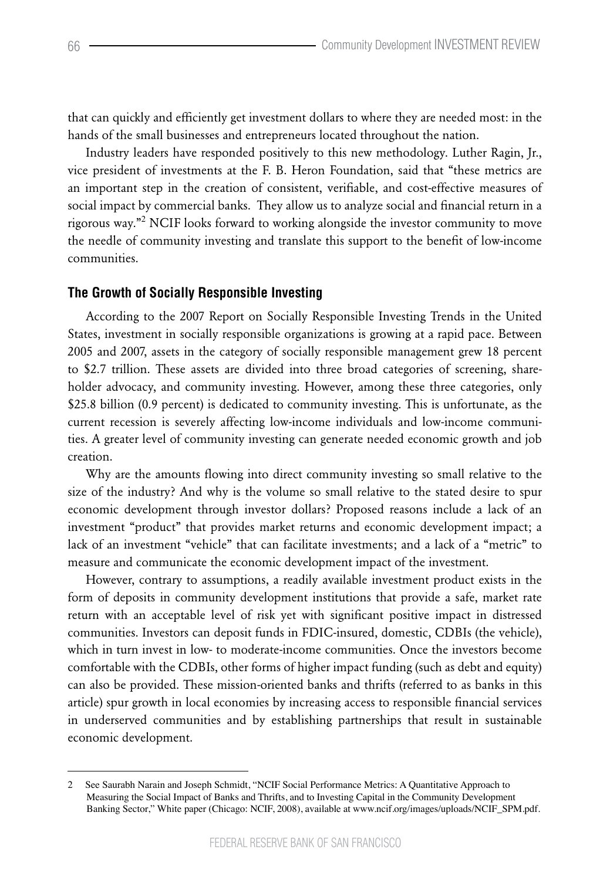that can quickly and efficiently get investment dollars to where they are needed most: in the hands of the small businesses and entrepreneurs located throughout the nation.

Industry leaders have responded positively to this new methodology. Luther Ragin, Jr., vice president of investments at the F. B. Heron Foundation, said that "these metrics are an important step in the creation of consistent, verifiable, and cost-effective measures of social impact by commercial banks. They allow us to analyze social and financial return in a rigorous way."[2] NCIF looks forward to working alongside the investor community to move the needle of community investing and translate this support to the benefit of low-income communities.

## The Growth of Socially Responsible Investing

According to the 2007 Report on Socially Responsible Investing Trends in the United States, investment in socially responsible organizations is growing at a rapid pace. Between 2005 and 2007, assets in the category of socially responsible management grew 18 percent to $2.7 trillion. These assets are divided into three broad categories of screening, shareholder advocacy, and community investing. However, among these three categories, only $25.8 billion (0.9 percent) is dedicated to community investing. This is unfortunate, as the current recession is severely affecting low-income individuals and low-income communities. A greater level of community investing can generate needed economic growth and job creation.

Why are the amounts flowing into direct community investing so small relative to the size of the industry? And why is the volume so small relative to the stated desire to spur economic development through investor dollars? Proposed reasons include a lack of an investment "product" that provides market returns and economic development impact; a lack of an investment "vehicle" that can facilitate investments; and a lack of a "metric" to measure and communicate the economic development impact of the investment.

However, contrary to assumptions, a readily available investment product exists in the form of deposits in community development institutions that provide a safe, market rate return with an acceptable level of risk yet with significant positive impact in distressed communities. Investors can deposit funds in FDIC-insured, domestic, CDBIs (the vehicle), which in turn invest in low- to moderate-income communities. Once the investors become comfortable with the CDBIs, other forms of higher impact funding (such as debt and equity) can also be provided. These mission-oriented banks and thrifts (referred to as banks in this article) spur growth in local economies by increasing access to responsible financial services in underserved communities and by establishing partnerships that result in sustainable economic development.

---

2 See Saurabh Narain and Joseph Schmidt, "NCIF Social Performance Metrics: A Quantitative Approach to Measuring the Social Impact of Banks and Thrifts, and to Investing Capital in the Community Development Banking Sector," White paper (Chicago: NCIF, 2008), available at www.ncif.org/images/uploads/NCIF_SPM.pdf.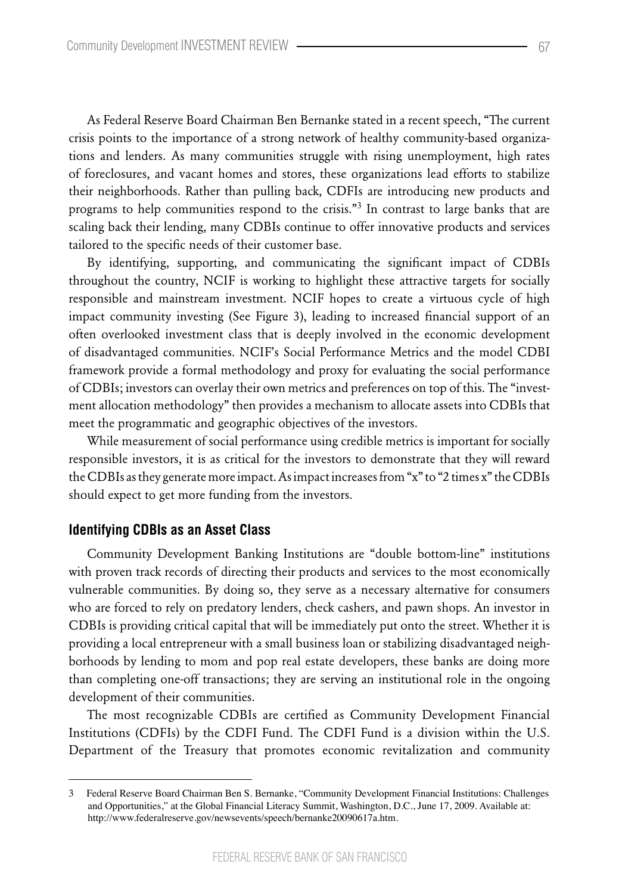As Federal Reserve Board Chairman Ben Bernanke stated in a recent speech, "The current crisis points to the importance of a strong network of healthy community-based organizations and lenders. As many communities struggle with rising unemployment, high rates of foreclosures, and vacant homes and stores, these organizations lead efforts to stabilize their neighborhoods. Rather than pulling back, CDFIs are introducing new products and programs to help communities respond to the crisis."[3] In contrast to large banks that are scaling back their lending, many CDBIs continue to offer innovative products and services tailored to the specific needs of their customer base.

By identifying, supporting, and communicating the significant impact of CDBIs throughout the country, NCIF is working to highlight these attractive targets for socially responsible and mainstream investment. NCIF hopes to create a virtuous cycle of high impact community investing (See Figure 3), leading to increased financial support of an often overlooked investment class that is deeply involved in the economic development of disadvantaged communities. NCIF's Social Performance Metrics and the model CDBI framework provide a formal methodology and proxy for evaluating the social performance of CDBIs; investors can overlay their own metrics and preferences on top of this. The "investment allocation methodology" then provides a mechanism to allocate assets into CDBIs that meet the programmatic and geographic objectives of the investors.

While measurement of social performance using credible metrics is important for socially responsible investors, it is as critical for the investors to demonstrate that they will reward the CDBIs as they generate more impact. As impact increases from "x" to "2 times x" the CDBIs should expect to get more funding from the investors.

## Identifying CDBIs as an Asset Class

Community Development Banking Institutions are "double bottom-line" institutions with proven track records of directing their products and services to the most economically vulnerable communities. By doing so, they serve as a necessary alternative for consumers who are forced to rely on predatory lenders, check cashers, and pawn shops. An investor in CDBIs is providing critical capital that will be immediately put onto the street. Whether it is providing a local entrepreneur with a small business loan or stabilizing disadvantaged neighborhoods by lending to mom and pop real estate developers, these banks are doing more than completing one-off transactions; they are serving an institutional role in the ongoing development of their communities.

The most recognizable CDBIs are certified as Community Development Financial Institutions (CDFIs) by the CDFI Fund. The CDFI Fund is a division within the U.S. Department of the Treasury that promotes economic revitalization and community

---

3 Federal Reserve Board Chairman Ben S. Bernanke, "Community Development Financial Institutions: Challenges and Opportunities," at the Global Financial Literacy Summit, Washington, D.C., June 17, 2009. Available at: http://www.federalreserve.gov/newsevents/speech/bernanke20090617a.htm.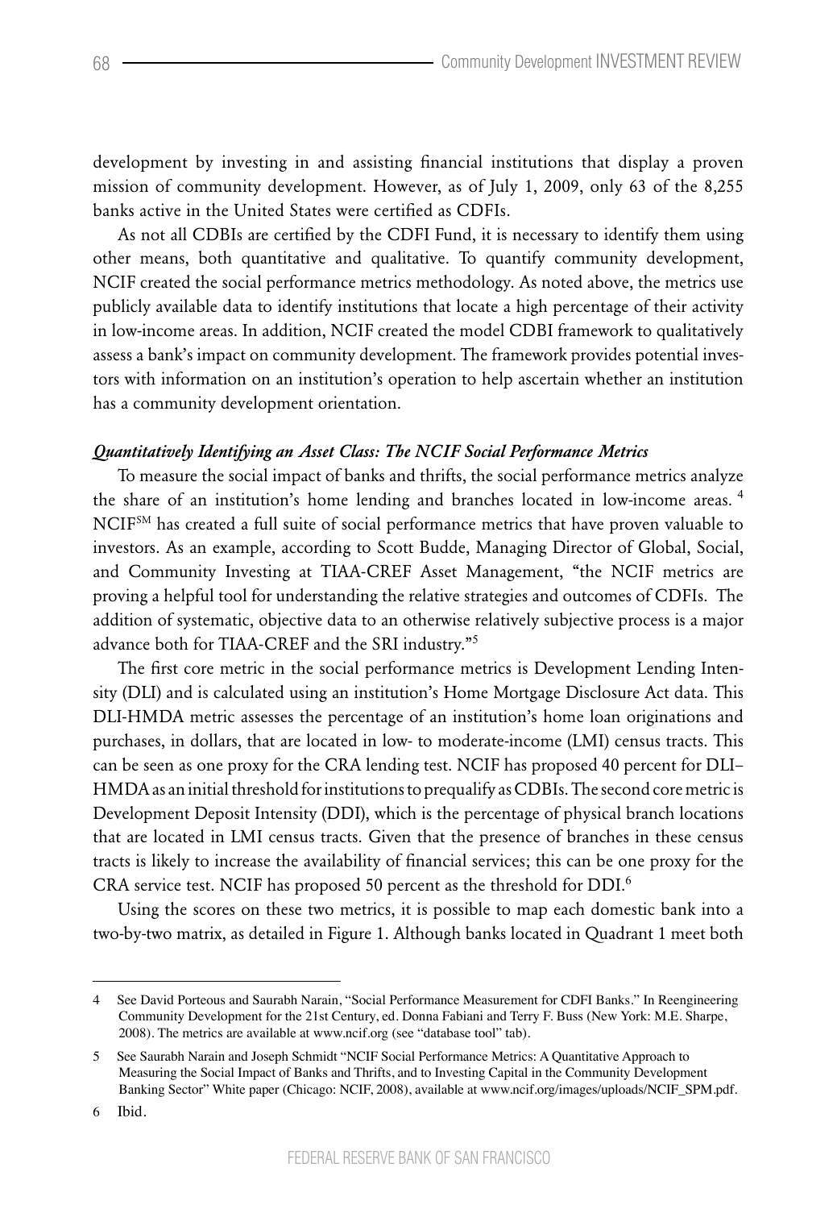development by investing in and assisting financial institutions that display a proven mission of community development. However, as of July 1, 2009, only 63 of the 8,255 banks active in the United States were certified as CDFIs.

As not all CDBIs are certified by the CDFI Fund, it is necessary to identify them using other means, both quantitative and qualitative. To quantify community development, NCIF created the social performance metrics methodology. As noted above, the metrics use publicly available data to identify institutions that locate a high percentage of their activity in low-income areas. In addition, NCIF created the model CDBI framework to qualitatively assess a bank's impact on community development. The framework provides potential investors with information on an institution's operation to help ascertain whether an institution has a community development orientation.

### *Quantitatively Identifying an Asset Class: The NCIF Social Performance Metrics*

To measure the social impact of banks and thrifts, the social performance metrics analyze the share of an institution's home lending and branches located in low-income areas. [4] NCIF[SM] has created a full suite of social performance metrics that have proven valuable to investors. As an example, according to Scott Budde, Managing Director of Global, Social, and Community Investing at TIAA-CREF Asset Management, "the NCIF metrics are proving a helpful tool for understanding the relative strategies and outcomes of CDFIs. The addition of systematic, objective data to an otherwise relatively subjective process is a major advance both for TIAA-CREF and the SRI industry."[5]

The first core metric in the social performance metrics is Development Lending Intensity (DLI) and is calculated using an institution's Home Mortgage Disclosure Act data. This DLI-HMDA metric assesses the percentage of an institution's home loan originations and purchases, in dollars, that are located in low- to moderate-income (LMI) census tracts. This can be seen as one proxy for the CRA lending test. NCIF has proposed 40 percent for DLI–HMDA as an initial threshold for institutions to prequalify as CDBIs. The second core metric is Development Deposit Intensity (DDI), which is the percentage of physical branch locations that are located in LMI census tracts. Given that the presence of branches in these census tracts is likely to increase the availability of financial services; this can be one proxy for the CRA service test. NCIF has proposed 50 percent as the threshold for DDI.[6]

Using the scores on these two metrics, it is possible to map each domestic bank into a two-by-two matrix, as detailed in Figure 1. Although banks located in Quadrant 1 meet both

---

4 See David Porteous and Saurabh Narain, "Social Performance Measurement for CDFI Banks." In Reengineering Community Development for the 21st Century, ed. Donna Fabiani and Terry F. Buss (New York: M.E. Sharpe, 2008). The metrics are available at www.ncif.org (see "database tool" tab).

5 See Saurabh Narain and Joseph Schmidt "NCIF Social Performance Metrics: A Quantitative Approach to Measuring the Social Impact of Banks and Thrifts, and to Investing Capital in the Community Development Banking Sector" White paper (Chicago: NCIF, 2008), available at www.ncif.org/images/uploads/NCIF_SPM.pdf.

6 Ibid.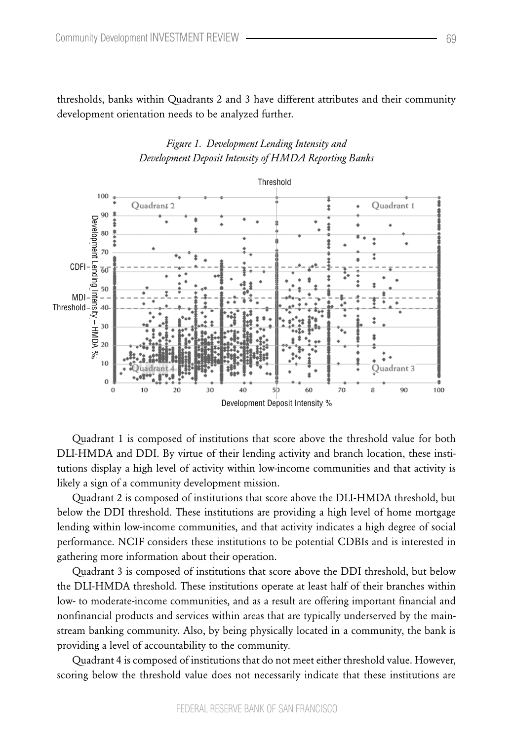thresholds, banks within Quadrants 2 and 3 have different attributes and their community development orientation needs to be analyzed further.

*Figure 1. Development Lending Intensity and Development Deposit Intensity of HMDA Reporting Banks*

Threshold

Quadrant 2

Quadrant 1

Quadrant 4

Quadrant 3

CDFI

MDI

Threshold

Development Lending Intensity – HMDA %

100
90
80
70
60
50
40
30
20
10
0

0
10
20
30
40
50
60
70
8
90
100

Development Deposit Intensity %

Quadrant 1 is composed of institutions that score above the threshold value for both DLI-HMDA and DDI. By virtue of their lending activity and branch location, these institutions display a high level of activity within low-income communities and that activity is likely a sign of a community development mission.

Quadrant 2 is composed of institutions that score above the DLI-HMDA threshold, but below the DDI threshold. These institutions are providing a high level of home mortgage lending within low-income communities, and that activity indicates a high degree of social performance. NCIF considers these institutions to be potential CDBIs and is interested in gathering more information about their operation.

Quadrant 3 is composed of institutions that score above the DDI threshold, but below the DLI-HMDA threshold. These institutions operate at least half of their branches within low- to moderate-income communities, and as a result are offering important financial and nonfinancial products and services within areas that are typically underserved by the mainstream banking community. Also, by being physically located in a community, the bank is providing a level of accountability to the community.

Quadrant 4 is composed of institutions that do not meet either threshold value. However, scoring below the threshold value does not necessarily indicate that these institutions are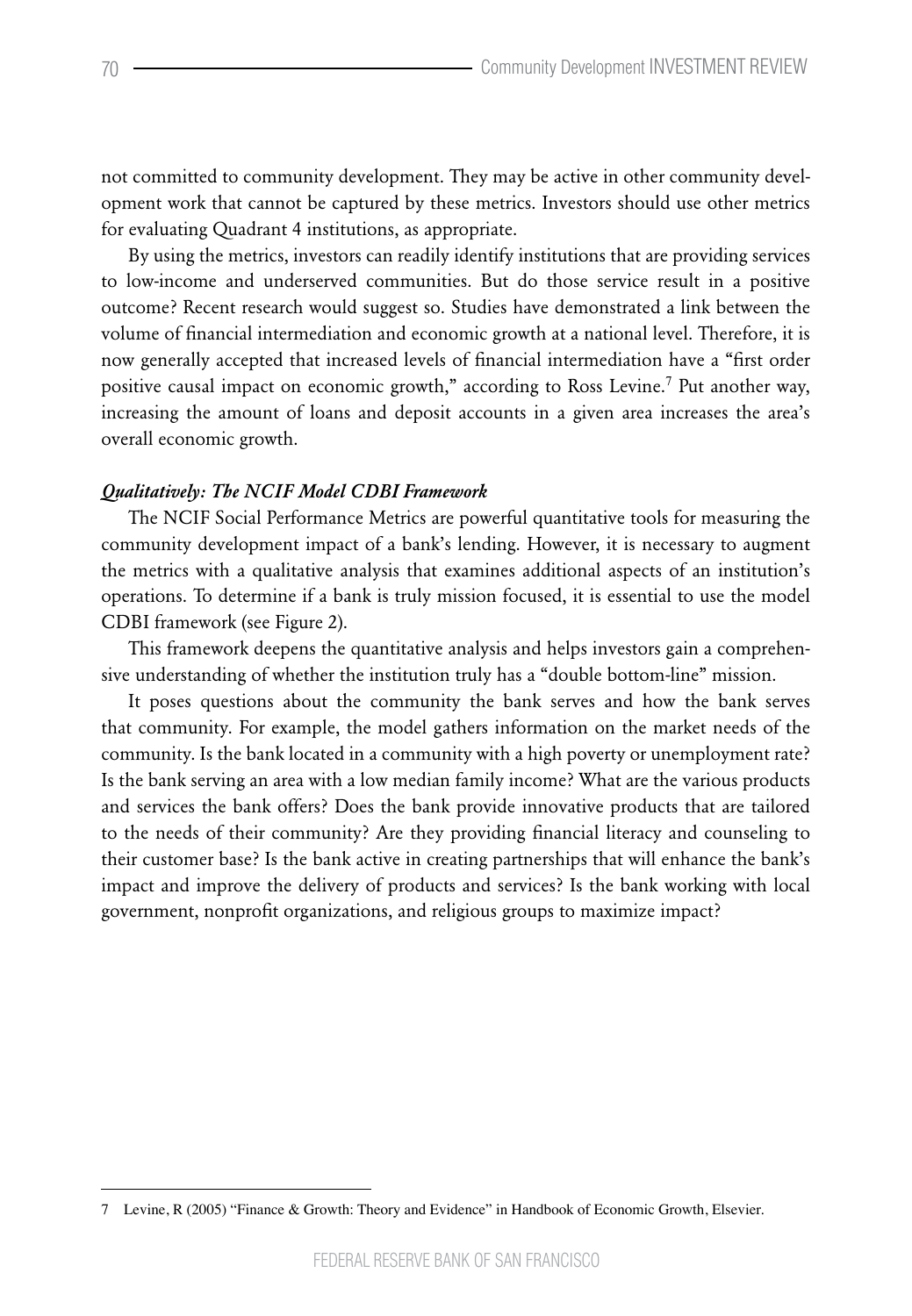not committed to community development. They may be active in other community development work that cannot be captured by these metrics. Investors should use other metrics for evaluating Quadrant 4 institutions, as appropriate.

By using the metrics, investors can readily identify institutions that are providing services to low-income and underserved communities. But do those service result in a positive outcome? Recent research would suggest so. Studies have demonstrated a link between the volume of financial intermediation and economic growth at a national level. Therefore, it is now generally accepted that increased levels of financial intermediation have a "first order positive causal impact on economic growth," according to Ross Levine.[7] Put another way, increasing the amount of loans and deposit accounts in a given area increases the area's overall economic growth.

***Qualitatively: The NCIF Model CDBI Framework***

The NCIF Social Performance Metrics are powerful quantitative tools for measuring the community development impact of a bank's lending. However, it is necessary to augment the metrics with a qualitative analysis that examines additional aspects of an institution's operations. To determine if a bank is truly mission focused, it is essential to use the model CDBI framework (see Figure 2).

This framework deepens the quantitative analysis and helps investors gain a comprehensive understanding of whether the institution truly has a "double bottom-line" mission.

It poses questions about the community the bank serves and how the bank serves that community. For example, the model gathers information on the market needs of the community. Is the bank located in a community with a high poverty or unemployment rate? Is the bank serving an area with a low median family income? What are the various products and services the bank offers? Does the bank provide innovative products that are tailored to the needs of their community? Are they providing financial literacy and counseling to their customer base? Is the bank active in creating partnerships that will enhance the bank's impact and improve the delivery of products and services? Is the bank working with local government, nonprofit organizations, and religious groups to maximize impact?

---

7 Levine, R (2005) "Finance & Growth: Theory and Evidence" in Handbook of Economic Growth, Elsevier.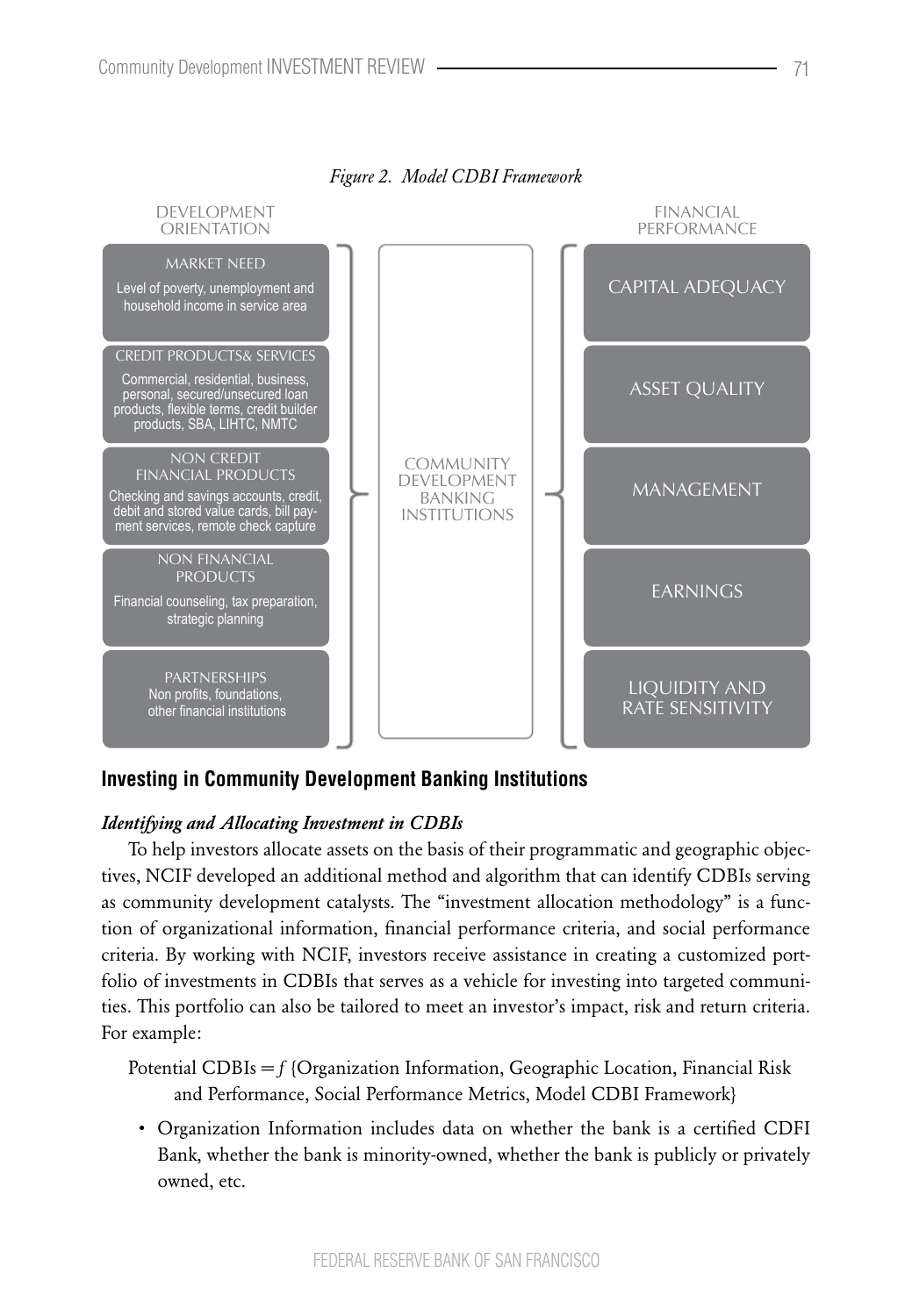*Figure 2. Model CDBI Framework*

DEVELOPMENT ORIENTATION

MARKET NEED
Level of poverty, unemployment and household income in service area

CREDIT PRODUCTS& SERVICES
Commercial, residential, business, personal, secured/unsecured loan products, flexible terms, credit builder products, SBA, LIHTC, NMTC

NON CREDIT FINANCIAL PRODUCTS
Checking and savings accounts, credit, debit and stored value cards, bill payment services, remote check capture

NON FINANCIAL PRODUCTS
Financial counseling, tax preparation, strategic planning

PARTNERSHIPS
Non profits, foundations, other financial institutions

COMMUNITY DEVELOPMENT BANKING INSTITUTIONS

FINANCIAL PERFORMANCE

CAPITAL ADEQUACY

ASSET QUALITY

MANAGEMENT

EARNINGS

LIQUIDITY AND RATE SENSITIVITY

## Investing in Community Development Banking Institutions

### *Identifying and Allocating Investment in CDBIs*

To help investors allocate assets on the basis of their programmatic and geographic objectives, NCIF developed an additional method and algorithm that can identify CDBIs serving as community development catalysts. The "investment allocation methodology" is a function of organizational information, financial performance criteria, and social performance criteria. By working with NCIF, investors receive assistance in creating a customized portfolio of investments in CDBIs that serves as a vehicle for investing into targeted communities. This portfolio can also be tailored to meet an investor's impact, risk and return criteria. For example:

Potential CDBIs = *f* {Organization Information, Geographic Location, Financial Risk and Performance, Social Performance Metrics, Model CDBI Framework}

- Organization Information includes data on whether the bank is a certified CDFI Bank, whether the bank is minority-owned, whether the bank is publicly or privately owned, etc.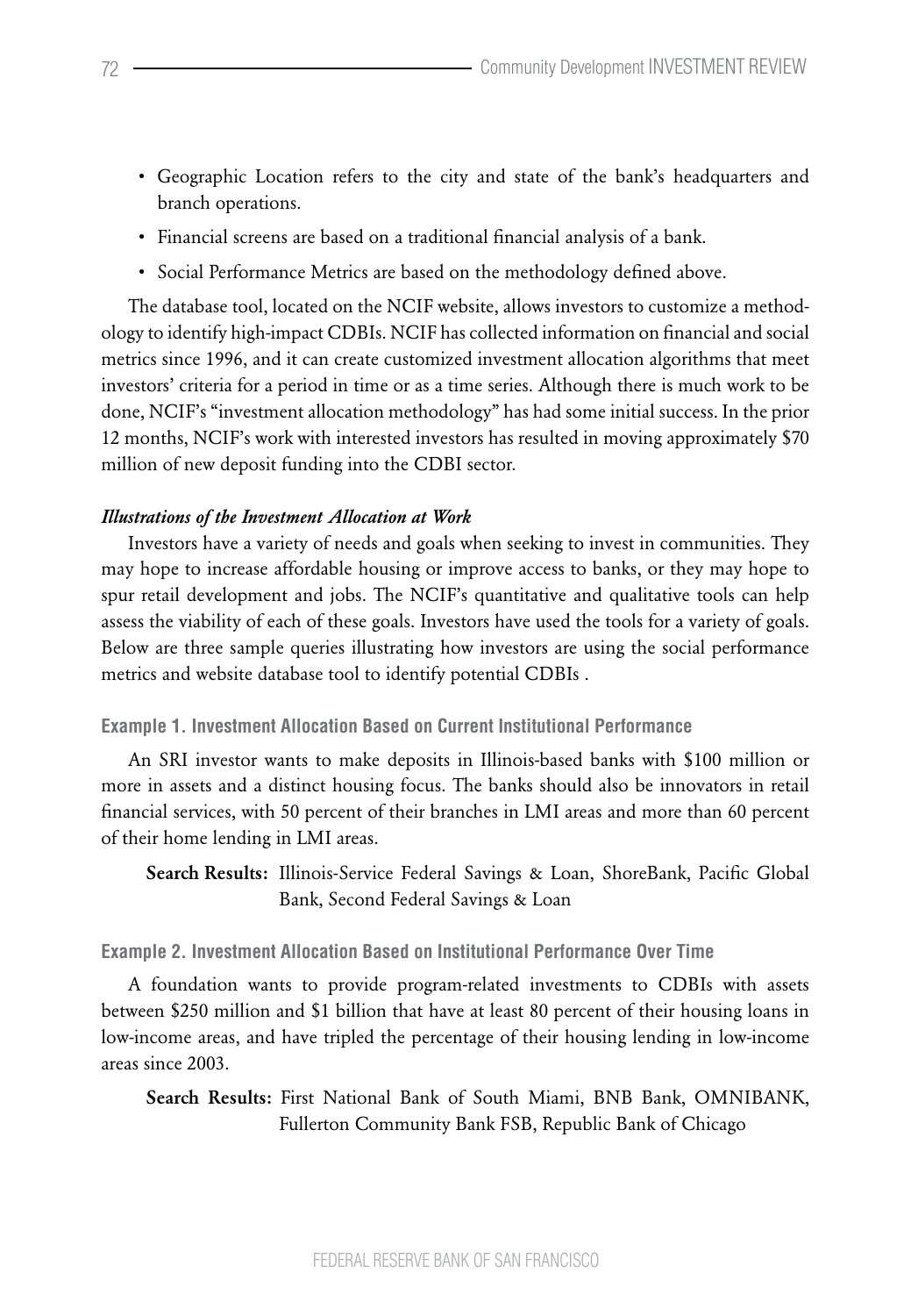- Geographic Location refers to the city and state of the bank's headquarters and branch operations.
- Financial screens are based on a traditional financial analysis of a bank.
- Social Performance Metrics are based on the methodology defined above.

The database tool, located on the NCIF website, allows investors to customize a methodology to identify high-impact CDBIs. NCIF has collected information on financial and social metrics since 1996, and it can create customized investment allocation algorithms that meet investors' criteria for a period in time or as a time series. Although there is much work to be done, NCIF's "investment allocation methodology" has had some initial success. In the prior 12 months, NCIF's work with interested investors has resulted in moving approximately $70 million of new deposit funding into the CDBI sector.

***Illustrations of the Investment Allocation at Work***

Investors have a variety of needs and goals when seeking to invest in communities. They may hope to increase affordable housing or improve access to banks, or they may hope to spur retail development and jobs. The NCIF's quantitative and qualitative tools can help assess the viability of each of these goals. Investors have used the tools for a variety of goals. Below are three sample queries illustrating how investors are using the social performance metrics and website database tool to identify potential CDBIs .

#### Example 1. Investment Allocation Based on Current Institutional Performance

An SRI investor wants to make deposits in Illinois-based banks with $100 million or more in assets and a distinct housing focus. The banks should also be innovators in retail financial services, with 50 percent of their branches in LMI areas and more than 60 percent of their home lending in LMI areas.

**Search Results:** Illinois-Service Federal Savings & Loan, ShoreBank, Pacific Global Bank, Second Federal Savings & Loan

#### Example 2. Investment Allocation Based on Institutional Performance Over Time

A foundation wants to provide program-related investments to CDBIs with assets between $250 million and $1 billion that have at least 80 percent of their housing loans in low-income areas, and have tripled the percentage of their housing lending in low-income areas since 2003.

**Search Results:** First National Bank of South Miami, BNB Bank, OMNIBANK, Fullerton Community Bank FSB, Republic Bank of Chicago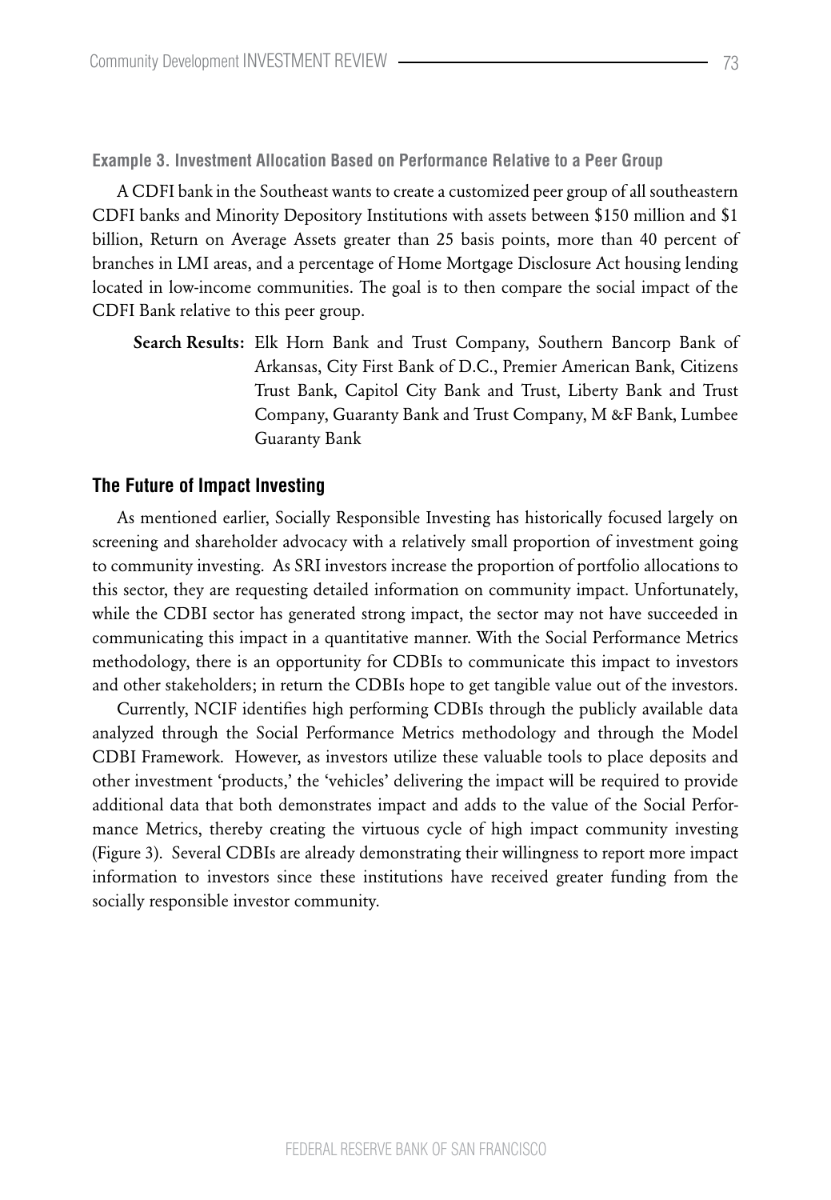**Example 3. Investment Allocation Based on Performance Relative to a Peer Group**

A CDFI bank in the Southeast wants to create a customized peer group of all southeastern CDFI banks and Minority Depository Institutions with assets between $150 million and $1 billion, Return on Average Assets greater than 25 basis points, more than 40 percent of branches in LMI areas, and a percentage of Home Mortgage Disclosure Act housing lending located in low-income communities. The goal is to then compare the social impact of the CDFI Bank relative to this peer group.

**Search Results:** Elk Horn Bank and Trust Company, Southern Bancorp Bank of Arkansas, City First Bank of D.C., Premier American Bank, Citizens Trust Bank, Capitol City Bank and Trust, Liberty Bank and Trust Company, Guaranty Bank and Trust Company, M &F Bank, Lumbee Guaranty Bank

## The Future of Impact Investing

As mentioned earlier, Socially Responsible Investing has historically focused largely on screening and shareholder advocacy with a relatively small proportion of investment going to community investing. As SRI investors increase the proportion of portfolio allocations to this sector, they are requesting detailed information on community impact. Unfortunately, while the CDBI sector has generated strong impact, the sector may not have succeeded in communicating this impact in a quantitative manner. With the Social Performance Metrics methodology, there is an opportunity for CDBIs to communicate this impact to investors and other stakeholders; in return the CDBIs hope to get tangible value out of the investors.

Currently, NCIF identifies high performing CDBIs through the publicly available data analyzed through the Social Performance Metrics methodology and through the Model CDBI Framework. However, as investors utilize these valuable tools to place deposits and other investment 'products,' the 'vehicles' delivering the impact will be required to provide additional data that both demonstrates impact and adds to the value of the Social Performance Metrics, thereby creating the virtuous cycle of high impact community investing (Figure 3). Several CDBIs are already demonstrating their willingness to report more impact information to investors since these institutions have received greater funding from the socially responsible investor community.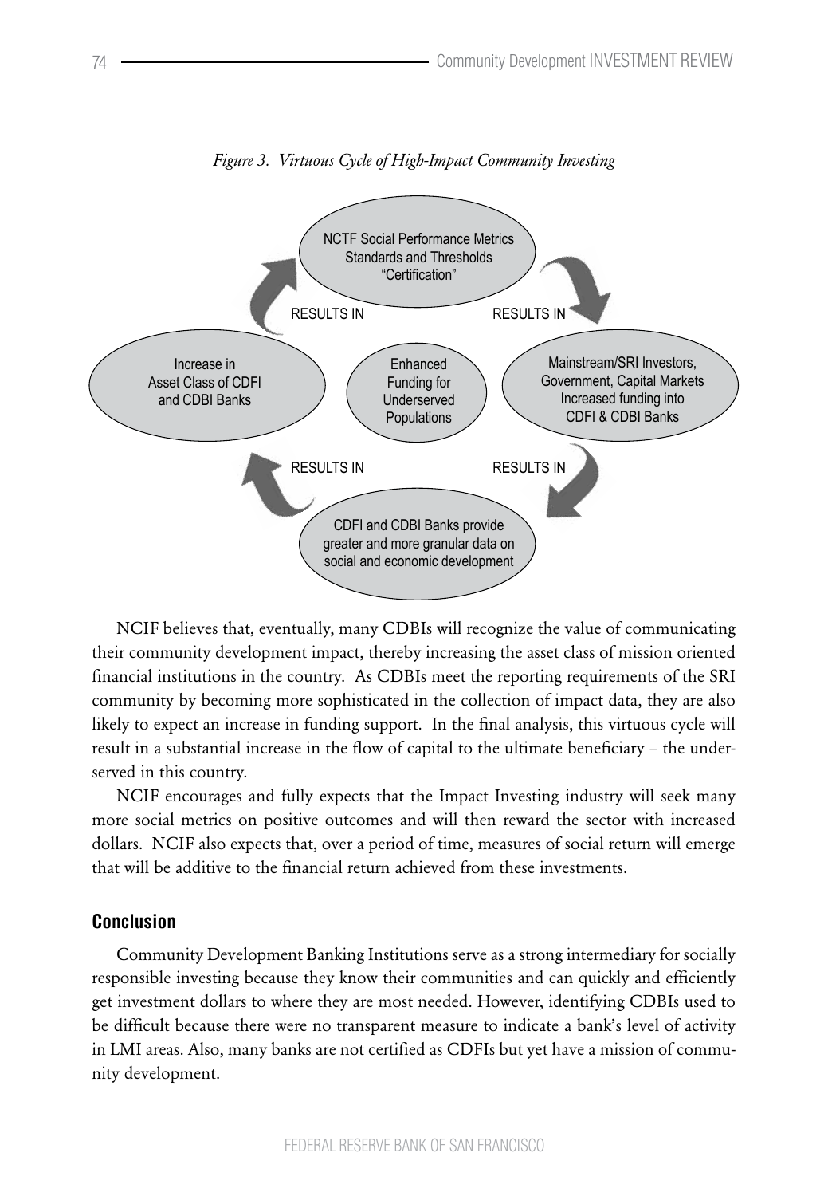*Figure 3. Virtuous Cycle of High-Impact Community Investing*

NCTF Social Performance Metrics
Standards and Thresholds
"Certification"

RESULTS IN

Mainstream/SRI Investors, Government, Capital Markets Increased funding into CDFI & CDBI Banks

RESULTS IN

CDFI and CDBI Banks provide greater and more granular data on social and economic development

RESULTS IN

Increase in Asset Class of CDFI and CDBI Banks

RESULTS IN

Enhanced Funding for Underserved Populations

NCIF believes that, eventually, many CDBIs will recognize the value of communicating their community development impact, thereby increasing the asset class of mission oriented financial institutions in the country. As CDBIs meet the reporting requirements of the SRI community by becoming more sophisticated in the collection of impact data, they are also likely to expect an increase in funding support. In the final analysis, this virtuous cycle will result in a substantial increase in the flow of capital to the ultimate beneficiary – the underserved in this country.

NCIF encourages and fully expects that the Impact Investing industry will seek many more social metrics on positive outcomes and will then reward the sector with increased dollars. NCIF also expects that, over a period of time, measures of social return will emerge that will be additive to the financial return achieved from these investments.

## Conclusion

Community Development Banking Institutions serve as a strong intermediary for socially responsible investing because they know their communities and can quickly and efficiently get investment dollars to where they are most needed. However, identifying CDBIs used to be difficult because there were no transparent measure to indicate a bank's level of activity in LMI areas. Also, many banks are not certified as CDFIs but yet have a mission of community development.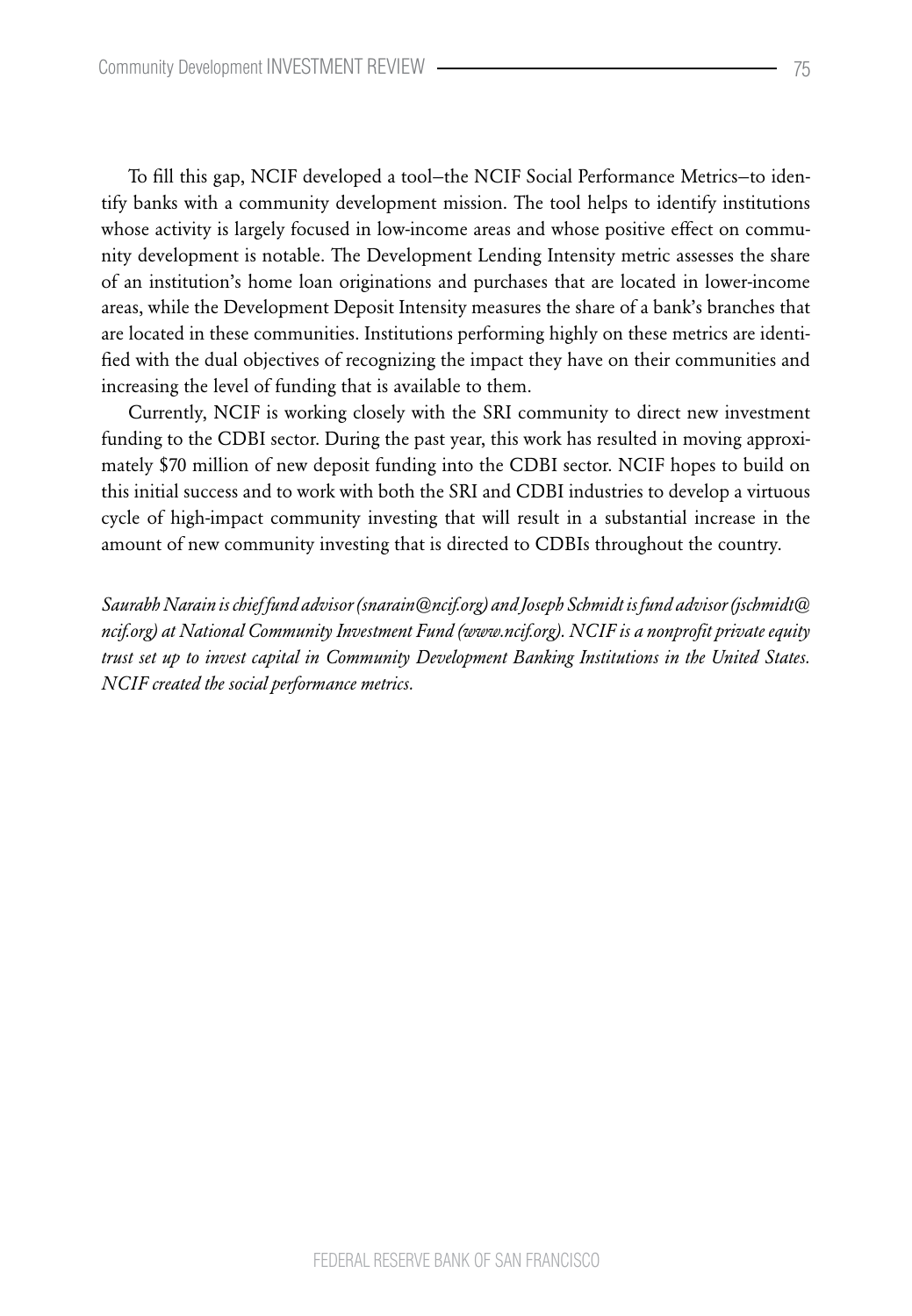To fill this gap, NCIF developed a tool—the NCIF Social Performance Metrics—to identify banks with a community development mission. The tool helps to identify institutions whose activity is largely focused in low-income areas and whose positive effect on community development is notable. The Development Lending Intensity metric assesses the share of an institution's home loan originations and purchases that are located in lower-income areas, while the Development Deposit Intensity measures the share of a bank's branches that are located in these communities. Institutions performing highly on these metrics are identified with the dual objectives of recognizing the impact they have on their communities and increasing the level of funding that is available to them.

Currently, NCIF is working closely with the SRI community to direct new investment funding to the CDBI sector. During the past year, this work has resulted in moving approximately $70 million of new deposit funding into the CDBI sector. NCIF hopes to build on this initial success and to work with both the SRI and CDBI industries to develop a virtuous cycle of high-impact community investing that will result in a substantial increase in the amount of new community investing that is directed to CDBIs throughout the country.

*Saurabh Narain is chief fund advisor (snarain@ncif.org) and Joseph Schmidt is fund advisor (jschmidt@ncif.org) at National Community Investment Fund (www.ncif.org). NCIF is a nonprofit private equity trust set up to invest capital in Community Development Banking Institutions in the United States. NCIF created the social performance metrics.*